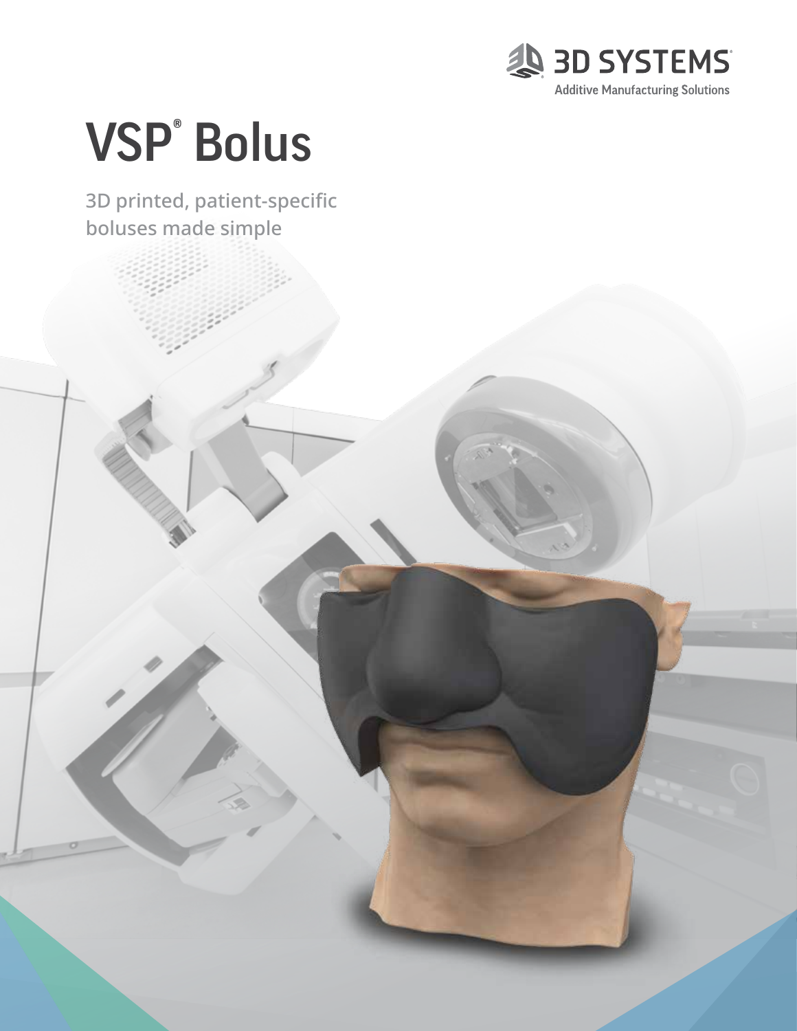3D SYSTEMS

Additive Manufacturing Solutions

# VSP® Bolus

**3D printed, patient-specific boluses made simple**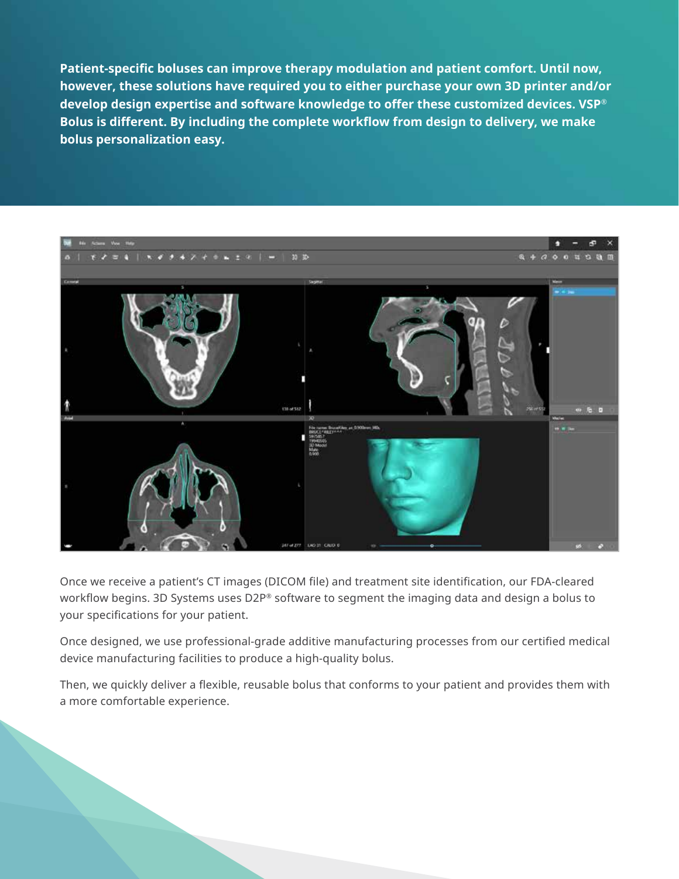**Patient-specific boluses can improve therapy modulation and patient comfort. Until now, however, these solutions have required you to either purchase your own 3D printer and/or develop design expertise and software knowledge to offer these customized devices. VSP® Bolus is different. By including the complete workflow from design to delivery, we make bolus personalization easy.**

Once we receive a patient's CT images (DICOM file) and treatment site identification, our FDA-cleared workflow begins. 3D Systems uses D2P® software to segment the imaging data and design a bolus to your specifications for your patient.

Once designed, we use professional-grade additive manufacturing processes from our certified medical device manufacturing facilities to produce a high-quality bolus.

Then, we quickly deliver a flexible, reusable bolus that conforms to your patient and provides them with a more comfortable experience.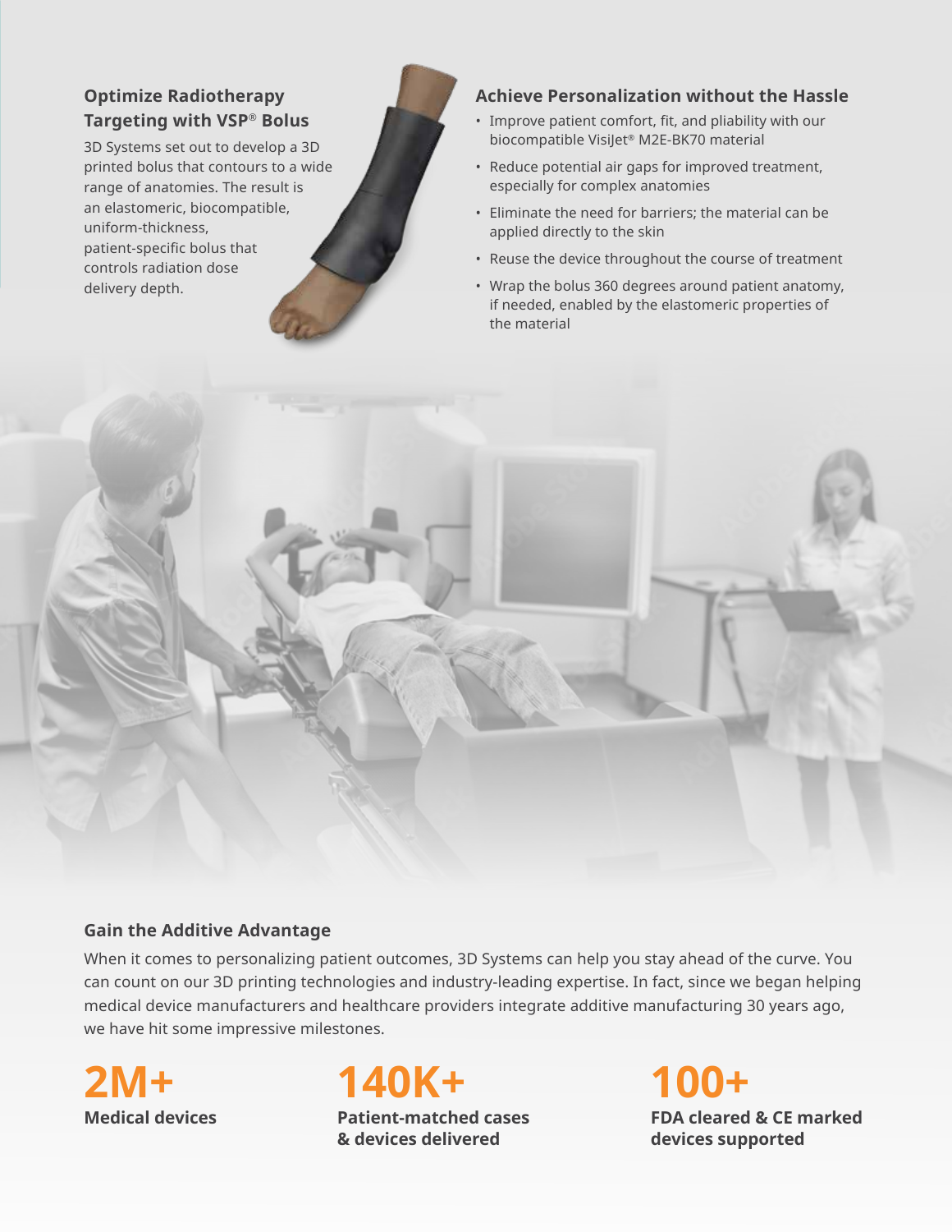## Optimize Radiotherapy Targeting with VSP® Bolus

3D Systems set out to develop a 3D printed bolus that contours to a wide range of anatomies. The result is an elastomeric, biocompatible, uniform-thickness, patient-specific bolus that controls radiation dose delivery depth.

## Achieve Personalization without the Hassle

- Improve patient comfort, fit, and pliability with our biocompatible VisiJet® M2E-BK70 material
- Reduce potential air gaps for improved treatment, especially for complex anatomies
- Eliminate the need for barriers; the material can be applied directly to the skin
- Reuse the device throughout the course of treatment
- Wrap the bolus 360 degrees around patient anatomy, if needed, enabled by the elastomeric properties of the material

## Gain the Additive Advantage

When it comes to personalizing patient outcomes, 3D Systems can help you stay ahead of the curve. You can count on our 3D printing technologies and industry-leading expertise. In fact, since we began helping medical device manufacturers and healthcare providers integrate additive manufacturing 30 years ago, we have hit some impressive milestones.

**2M+**
**Medical devices**

**140K+**
**Patient-matched cases & devices delivered**

**100+**
**FDA cleared & CE marked devices supported**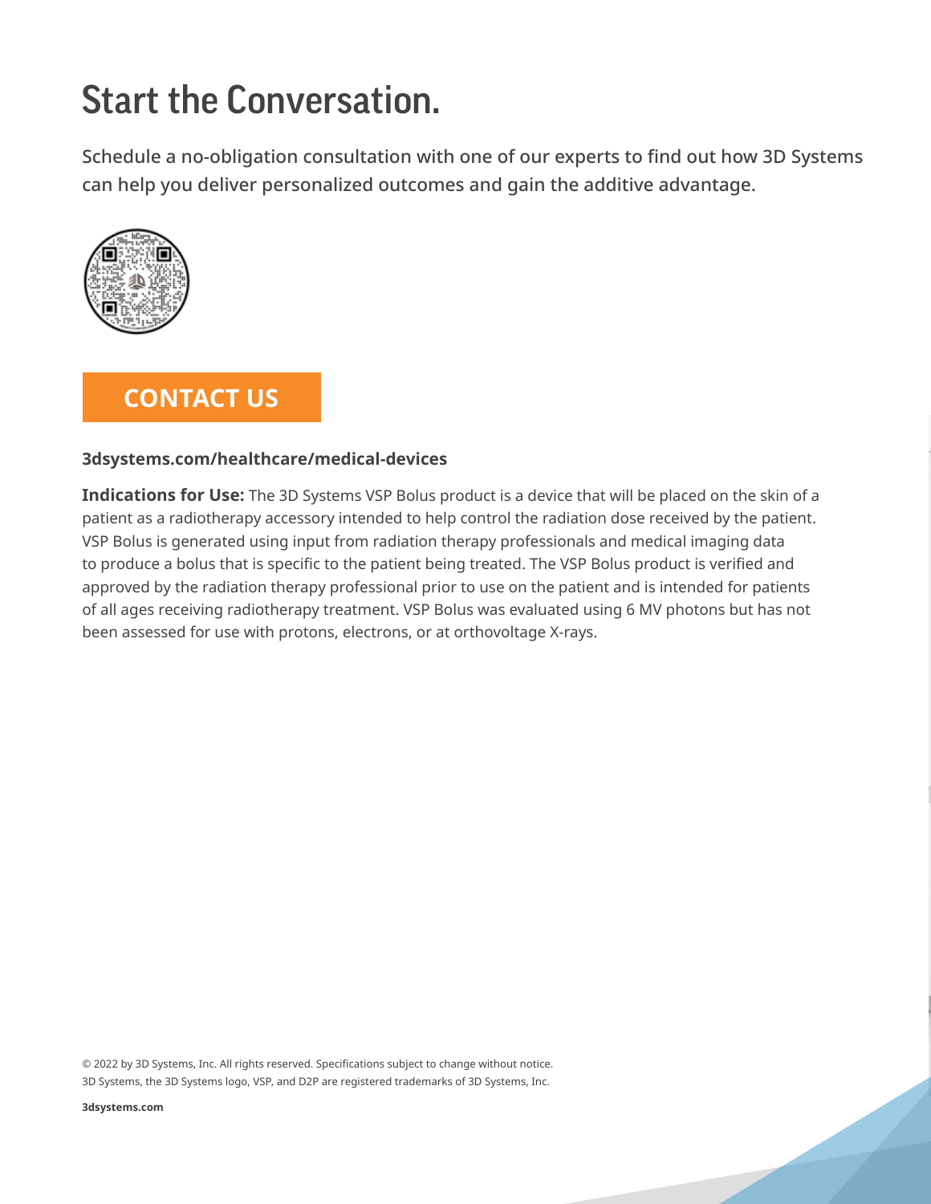# Start the Conversation.

Schedule a no-obligation consultation with one of our experts to find out how 3D Systems can help you deliver personalized outcomes and gain the additive advantage.

**CONTACT US**

**3dsystems.com/healthcare/medical-devices**

**Indications for Use:** The 3D Systems VSP Bolus product is a device that will be placed on the skin of a patient as a radiotherapy accessory intended to help control the radiation dose received by the patient. VSP Bolus is generated using input from radiation therapy professionals and medical imaging data to produce a bolus that is specific to the patient being treated. The VSP Bolus product is verified and approved by the radiation therapy professional prior to use on the patient and is intended for patients of all ages receiving radiotherapy treatment. VSP Bolus was evaluated using 6 MV photons but has not been assessed for use with protons, electrons, or at orthovoltage X-rays.

© 2022 by 3D Systems, Inc. All rights reserved. Specifications subject to change without notice.
3D Systems, the 3D Systems logo, VSP, and D2P are registered trademarks of 3D Systems, Inc.

**3dsystems.com**